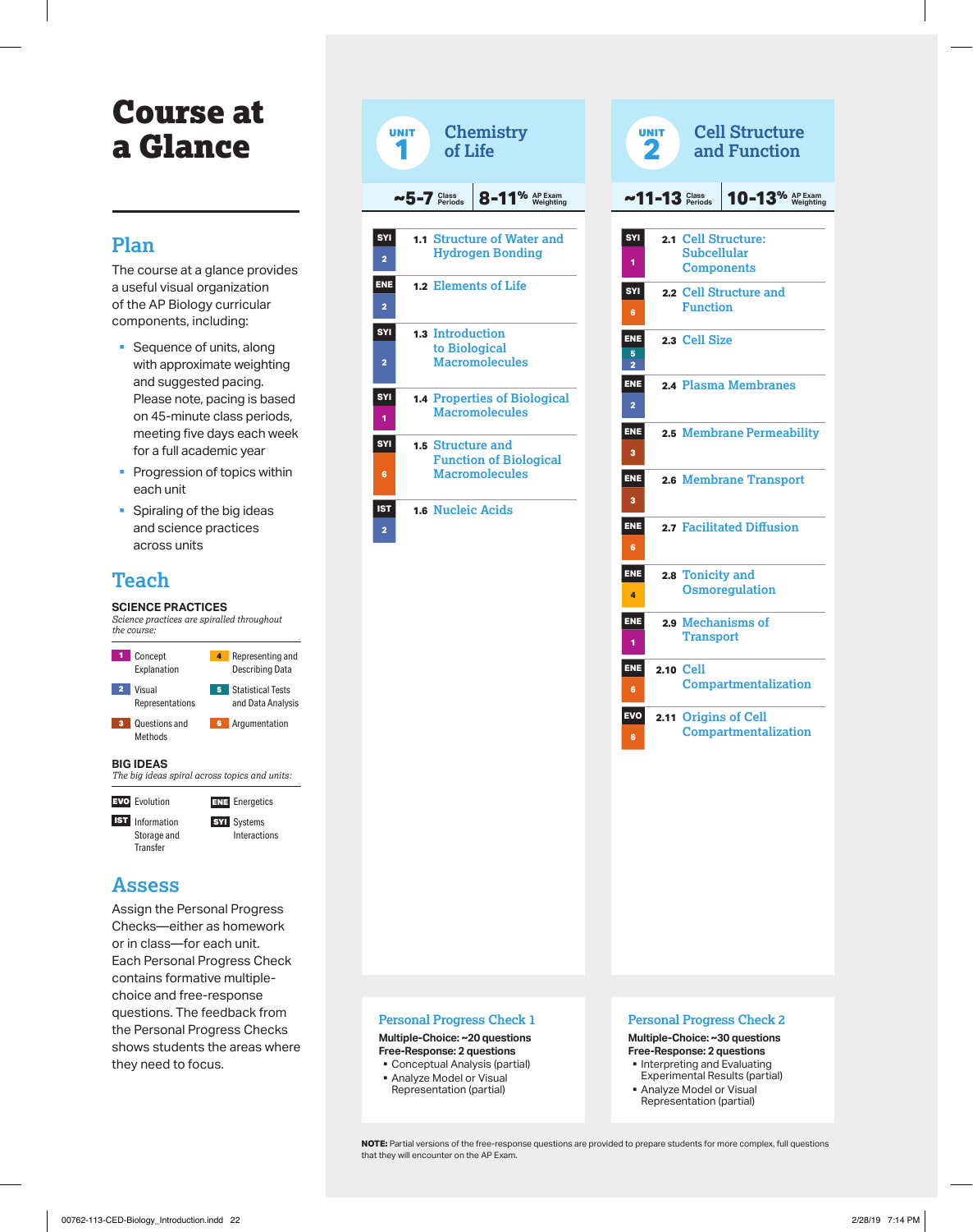# Course at a Glance

## Plan

The course at a glance provides a useful visual organization of the AP Biology curricular components, including:

- Sequence of units, along with approximate weighting and suggested pacing. Please note, pacing is based on 45-minute class periods, meeting five days each week for a full academic year
- Progression of topics within each unit
- Spiraling of the big ideas and science practices across units

## Teach

**SCIENCE PRACTICES**

*Science practices are spiralled throughout the course:*

| | |
|---|---|
| 1 Concept Explanation | 4 Representing and Describing Data |
| 2 Visual Representations | 5 Statistical Tests and Data Analysis |
| 3 Questions and Methods | 6 Argumentation |

**BIG IDEAS**

*The big ideas spiral across topics and units:*

| | |
|---|---|
| EVO Evolution | ENE Energetics |
| IST Information Storage and Transfer | SYI Systems Interactions |

## Assess

Assign the Personal Progress Checks—either as homework or in class—for each unit. Each Personal Progress Check contains formative multiple-choice and free-response questions. The feedback from the Personal Progress Checks shows students the areas where they need to focus.

## UNIT 1 Chemistry of Life

~5-7 Class Periods | 8-11% AP Exam Weighting

| Big Idea | Science Practice | Topic |
|---|---|---|
| SYI | 2 | 1.1 Structure of Water and Hydrogen Bonding |
| ENE | 2 | 1.2 Elements of Life |
| SYI | 2 | 1.3 Introduction to Biological Macromolecules |
| SYI | 1 | 1.4 Properties of Biological Macromolecules |
| SYI | 6 | 1.5 Structure and Function of Biological Macromolecules |
| IST | 2 | 1.6 Nucleic Acids |

### Personal Progress Check 1

**Multiple-Choice: ~20 questions**
**Free-Response: 2 questions**

- Conceptual Analysis (partial)
- Analyze Model or Visual Representation (partial)

## UNIT 2 Cell Structure and Function

~11-13 Class Periods | 10-13% AP Exam Weighting

| Big Idea | Science Practice | Topic |
|---|---|---|
| SYI | 1 | 2.1 Cell Structure: Subcellular Components |
| SYI | 6 | 2.2 Cell Structure and Function |
| ENE | 5, 2 | 2.3 Cell Size |
| ENE | 2 | 2.4 Plasma Membranes |
| ENE | 3 | 2.5 Membrane Permeability |
| ENE | 3 | 2.6 Membrane Transport |
| ENE | 6 | 2.7 Facilitated Diffusion |
| ENE | 4 | 2.8 Tonicity and Osmoregulation |
| ENE | 1 | 2.9 Mechanisms of Transport |
| ENE | 6 | 2.10 Cell Compartmentalization |
| EVO | 6 | 2.11 Origins of Cell Compartmentalization |

### Personal Progress Check 2

**Multiple-Choice: ~30 questions**
**Free-Response: 2 questions**

- Interpreting and Evaluating Experimental Results (partial)
- Analyze Model or Visual Representation (partial)

**NOTE:** Partial versions of the free-response questions are provided to prepare students for more complex, full questions that they will encounter on the AP Exam.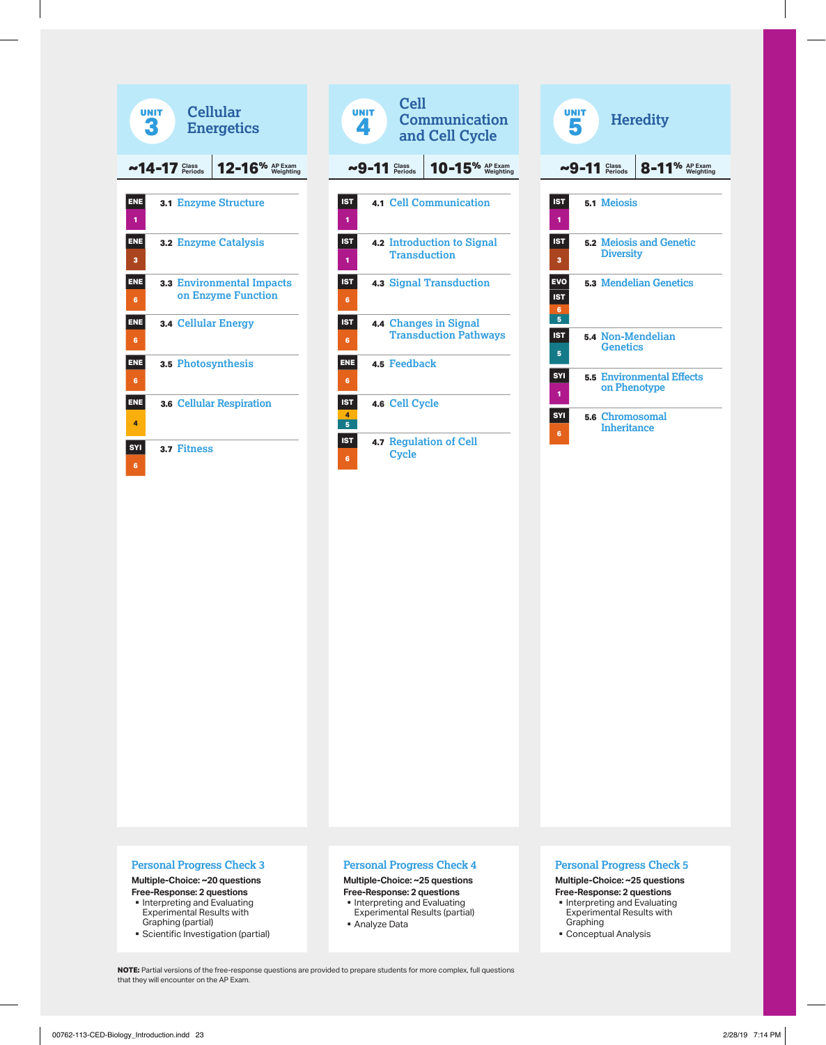## UNIT 3 Cellular Energetics

~14-17 Class Periods | 12-16% AP Exam Weighting

| Big Idea / Science Practice | Topic |
|---|---|
| ENE 1 | 3.1 Enzyme Structure |
| ENE 3 | 3.2 Enzyme Catalysis |
| ENE 6 | 3.3 Environmental Impacts on Enzyme Function |
| ENE 6 | 3.4 Cellular Energy |
| ENE 6 | 3.5 Photosynthesis |
| ENE 4 | 3.6 Cellular Respiration |
| SYI 6 | 3.7 Fitness |

### Personal Progress Check 3

**Multiple-Choice: ~20 questions**
**Free-Response: 2 questions**

- Interpreting and Evaluating Experimental Results with Graphing (partial)
- Scientific Investigation (partial)

## UNIT 4 Cell Communication and Cell Cycle

~9-11 Class Periods | 10-15% AP Exam Weighting

| Big Idea / Science Practice | Topic |
|---|---|
| IST 1 | 4.1 Cell Communication |
| IST 1 | 4.2 Introduction to Signal Transduction |
| IST 6 | 4.3 Signal Transduction |
| IST 6 | 4.4 Changes in Signal Transduction Pathways |
| ENE 6 | 4.5 Feedback |
| IST 4, 5 | 4.6 Cell Cycle |
| IST 6 | 4.7 Regulation of Cell Cycle |

### Personal Progress Check 4

**Multiple-Choice: ~25 questions**
**Free-Response: 2 questions**

- Interpreting and Evaluating Experimental Results (partial)
- Analyze Data

## UNIT 5 Heredity

~9-11 Class Periods | 8-11% AP Exam Weighting

| Big Idea / Science Practice | Topic |
|---|---|
| IST 1 | 5.1 Meiosis |
| IST 3 | 5.2 Meiosis and Genetic Diversity |
| EVO, IST 6, 5 | 5.3 Mendelian Genetics |
| IST 5 | 5.4 Non-Mendelian Genetics |
| SYI 1 | 5.5 Environmental Effects on Phenotype |
| SYI 6 | 5.6 Chromosomal Inheritance |

### Personal Progress Check 5

**Multiple-Choice: ~25 questions**
**Free-Response: 2 questions**

- Interpreting and Evaluating Experimental Results with Graphing
- Conceptual Analysis

**NOTE:** Partial versions of the free-response questions are provided to prepare students for more complex, full questions that they will encounter on the AP Exam.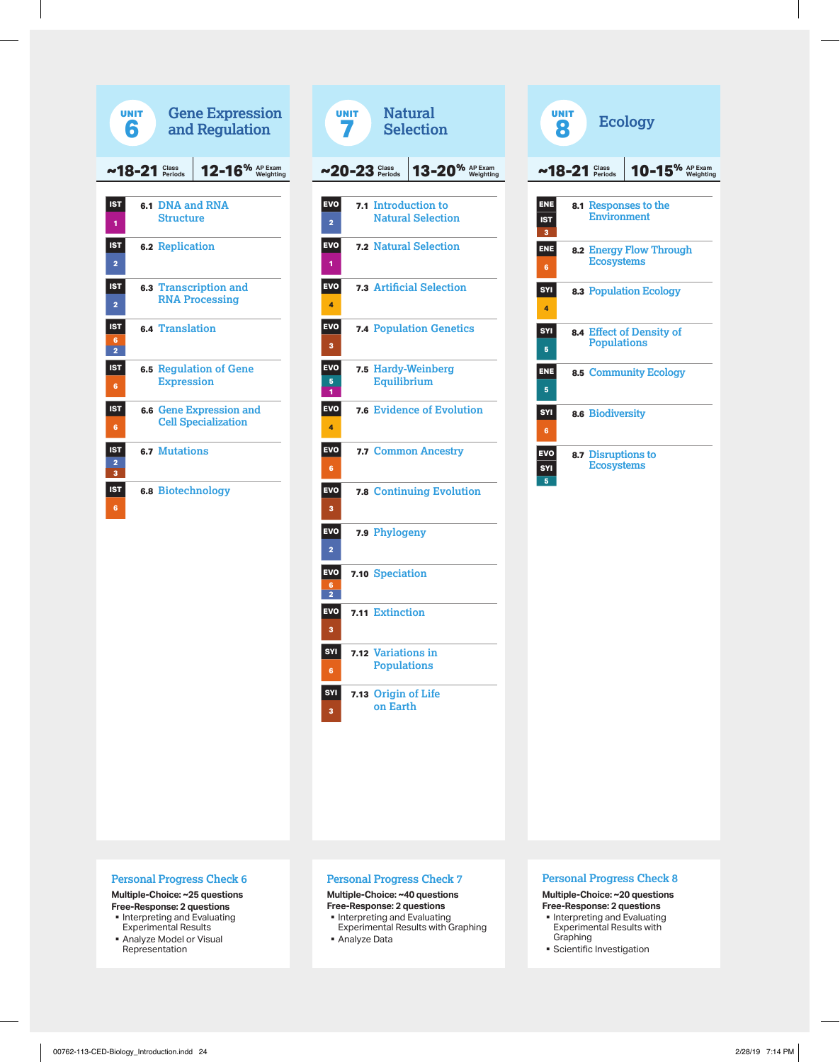## UNIT 6 Gene Expression and Regulation

~18-21 Class Periods | 12-16% AP Exam Weighting

| | | |
|---|---|---|
| IST 1 | 6.1 | DNA and RNA Structure |
| IST 2 | 6.2 | Replication |
| IST 2 | 6.3 | Transcription and RNA Processing |
| IST 6, 2 | 6.4 | Translation |
| IST 6 | 6.5 | Regulation of Gene Expression |
| IST 6 | 6.6 | Gene Expression and Cell Specialization |
| IST 2, 3 | 6.7 | Mutations |
| IST 6 | 6.8 | Biotechnology |

### Personal Progress Check 6

**Multiple-Choice: ~25 questions**
**Free-Response: 2 questions**

- Interpreting and Evaluating Experimental Results
- Analyze Model or Visual Representation

## UNIT 7 Natural Selection

~20-23 Class Periods | 13-20% AP Exam Weighting

| | | |
|---|---|---|
| EVO 2 | 7.1 | Introduction to Natural Selection |
| EVO 1 | 7.2 | Natural Selection |
| EVO 4 | 7.3 | Artificial Selection |
| EVO 3 | 7.4 | Population Genetics |
| EVO 5, 1 | 7.5 | Hardy-Weinberg Equilibrium |
| EVO 4 | 7.6 | Evidence of Evolution |
| EVO 6 | 7.7 | Common Ancestry |
| EVO 3 | 7.8 | Continuing Evolution |
| EVO 2 | 7.9 | Phylogeny |
| EVO 6, 2 | 7.10 | Speciation |
| EVO 3 | 7.11 | Extinction |
| SYI 6 | 7.12 | Variations in Populations |
| SYI 3 | 7.13 | Origin of Life on Earth |

### Personal Progress Check 7

**Multiple-Choice: ~40 questions**
**Free-Response: 2 questions**

- Interpreting and Evaluating Experimental Results with Graphing
- Analyze Data

## UNIT 8 Ecology

~18-21 Class Periods | 10-15% AP Exam Weighting

| | | |
|---|---|---|
| ENE, IST 3 | 8.1 | Responses to the Environment |
| ENE 6 | 8.2 | Energy Flow Through Ecosystems |
| SYI 4 | 8.3 | Population Ecology |
| SYI 5 | 8.4 | Effect of Density of Populations |
| ENE 5 | 8.5 | Community Ecology |
| SYI 6 | 8.6 | Biodiversity |
| EVO, SYI 5 | 8.7 | Disruptions to Ecosystems |

### Personal Progress Check 8

**Multiple-Choice: ~20 questions**
**Free-Response: 2 questions**

- Interpreting and Evaluating Experimental Results with Graphing
- Scientific Investigation